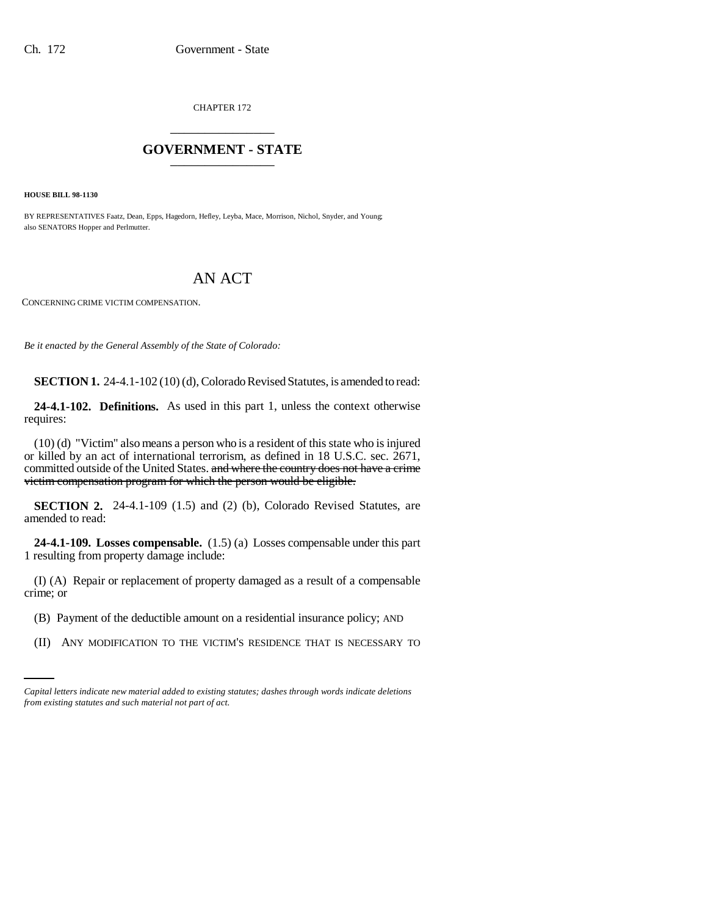CHAPTER 172

# GOVERNMENT - STATE

**HOUSE BILL 98-1130**

BY REPRESENTATIVES Faatz, Dean, Epps, Hagedorn, Hefley, Leyba, Mace, Morrison, Nichol, Snyder, and Young; also SENATORS Hopper and Perlmutter.

# AN ACT

CONCERNING CRIME VICTIM COMPENSATION.

*Be it enacted by the General Assembly of the State of Colorado:*

**SECTION 1.** 24-4.1-102 (10) (d), Colorado Revised Statutes, is amended to read:

**24-4.1-102. Definitions.** As used in this part 1, unless the context otherwise requires:

(10) (d) "Victim" also means a person who is a resident of this state who is injured or killed by an act of international terrorism, as defined in 18 U.S.C. sec. 2671, committed outside of the United States. ~~and where the country does not have a crime victim compensation program for which the person would be eligible.~~

**SECTION 2.** 24-4.1-109 (1.5) and (2) (b), Colorado Revised Statutes, are amended to read:

**24-4.1-109. Losses compensable.** (1.5) (a) Losses compensable under this part 1 resulting from property damage include:

(I) (A) Repair or replacement of property damaged as a result of a compensable crime; or

(B) Payment of the deductible amount on a residential insurance policy; AND

(II) ANY MODIFICATION TO THE VICTIM'S RESIDENCE THAT IS NECESSARY TO

*Capital letters indicate new material added to existing statutes; dashes through words indicate deletions from existing statutes and such material not part of act.*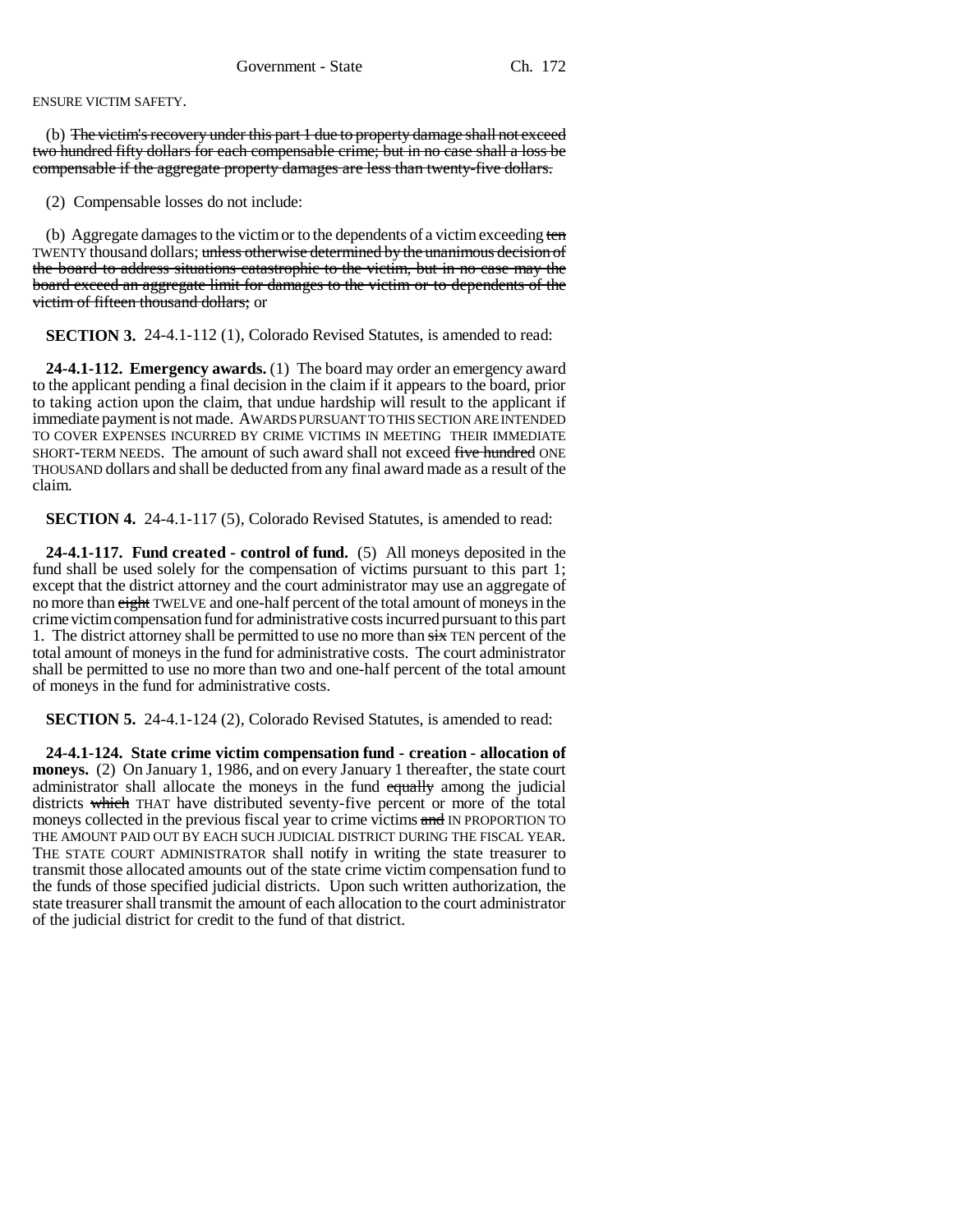ENSURE VICTIM SAFETY.

(b) ~~The victim's recovery under this part 1 due to property damage shall not exceed two hundred fifty dollars for each compensable crime; but in no case shall a loss be compensable if the aggregate property damages are less than twenty-five dollars.~~

(2) Compensable losses do not include:

(b) Aggregate damages to the victim or to the dependents of a victim exceeding ~~ten~~ TWENTY thousand dollars; ~~unless otherwise determined by the unanimous decision of the board to address situations catastrophic to the victim, but in no case may the board exceed an aggregate limit for damages to the victim or to dependents of the victim of fifteen thousand dollars;~~ or

**SECTION 3.** 24-4.1-112 (1), Colorado Revised Statutes, is amended to read:

**24-4.1-112. Emergency awards.** (1) The board may order an emergency award to the applicant pending a final decision in the claim if it appears to the board, prior to taking action upon the claim, that undue hardship will result to the applicant if immediate payment is not made. AWARDS PURSUANT TO THIS SECTION ARE INTENDED TO COVER EXPENSES INCURRED BY CRIME VICTIMS IN MEETING THEIR IMMEDIATE SHORT-TERM NEEDS. The amount of such award shall not exceed ~~five hundred~~ ONE THOUSAND dollars and shall be deducted from any final award made as a result of the claim.

**SECTION 4.** 24-4.1-117 (5), Colorado Revised Statutes, is amended to read:

**24-4.1-117. Fund created - control of fund.** (5) All moneys deposited in the fund shall be used solely for the compensation of victims pursuant to this part 1; except that the district attorney and the court administrator may use an aggregate of no more than ~~eight~~ TWELVE and one-half percent of the total amount of moneys in the crime victim compensation fund for administrative costs incurred pursuant to this part 1. The district attorney shall be permitted to use no more than ~~six~~ TEN percent of the total amount of moneys in the fund for administrative costs. The court administrator shall be permitted to use no more than two and one-half percent of the total amount of moneys in the fund for administrative costs.

**SECTION 5.** 24-4.1-124 (2), Colorado Revised Statutes, is amended to read:

**24-4.1-124. State crime victim compensation fund - creation - allocation of moneys.** (2) On January 1, 1986, and on every January 1 thereafter, the state court administrator shall allocate the moneys in the fund ~~equally~~ among the judicial districts ~~which~~ THAT have distributed seventy-five percent or more of the total moneys collected in the previous fiscal year to crime victims ~~and~~ IN PROPORTION TO THE AMOUNT PAID OUT BY EACH SUCH JUDICIAL DISTRICT DURING THE FISCAL YEAR. THE STATE COURT ADMINISTRATOR shall notify in writing the state treasurer to transmit those allocated amounts out of the state crime victim compensation fund to the funds of those specified judicial districts. Upon such written authorization, the state treasurer shall transmit the amount of each allocation to the court administrator of the judicial district for credit to the fund of that district.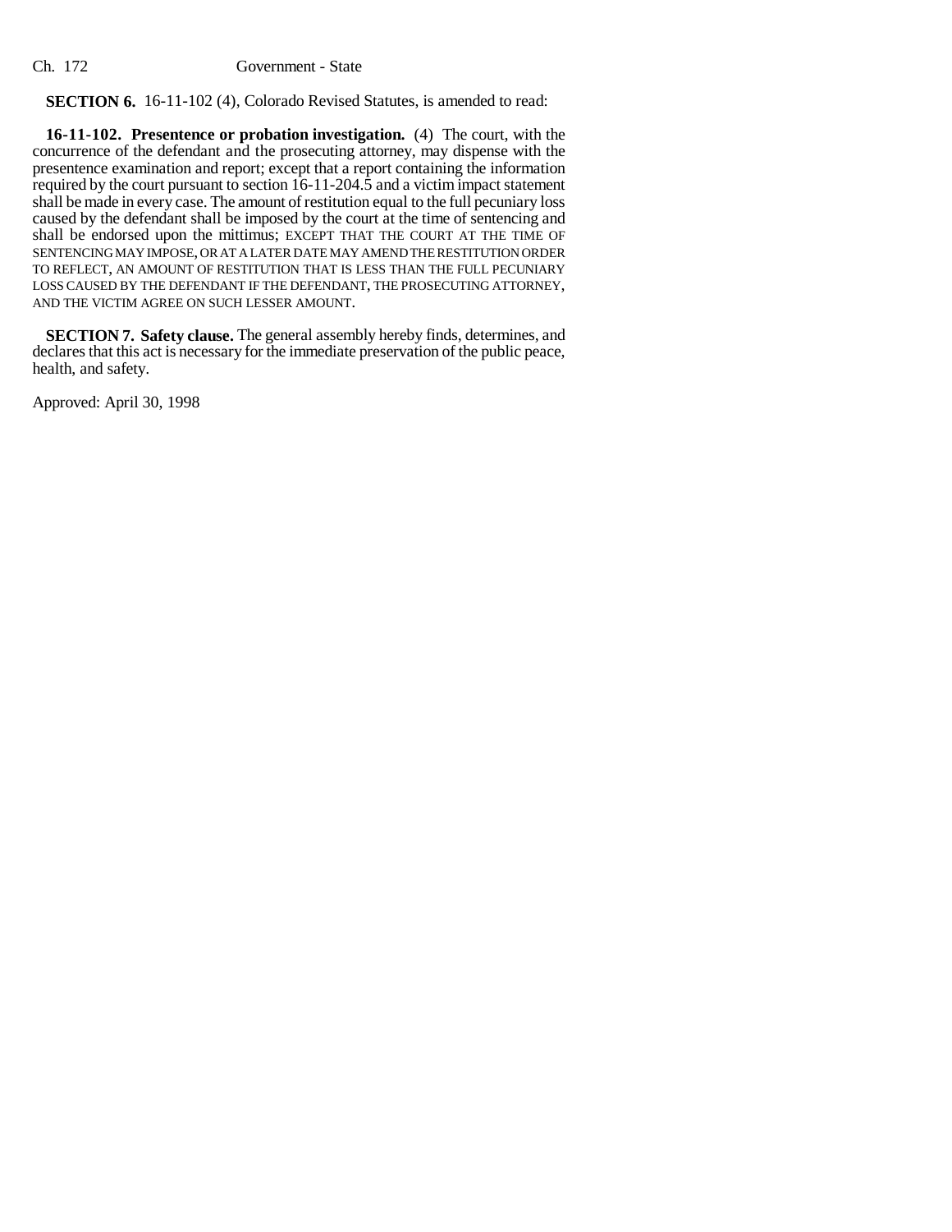**SECTION 6.** 16-11-102 (4), Colorado Revised Statutes, is amended to read:

**16-11-102. Presentence or probation investigation.** (4) The court, with the concurrence of the defendant and the prosecuting attorney, may dispense with the presentence examination and report; except that a report containing the information required by the court pursuant to section 16-11-204.5 and a victim impact statement shall be made in every case. The amount of restitution equal to the full pecuniary loss caused by the defendant shall be imposed by the court at the time of sentencing and shall be endorsed upon the mittimus; EXCEPT THAT THE COURT AT THE TIME OF SENTENCING MAY IMPOSE, OR AT A LATER DATE MAY AMEND THE RESTITUTION ORDER TO REFLECT, AN AMOUNT OF RESTITUTION THAT IS LESS THAN THE FULL PECUNIARY LOSS CAUSED BY THE DEFENDANT IF THE DEFENDANT, THE PROSECUTING ATTORNEY, AND THE VICTIM AGREE ON SUCH LESSER AMOUNT.

**SECTION 7. Safety clause.** The general assembly hereby finds, determines, and declares that this act is necessary for the immediate preservation of the public peace, health, and safety.

Approved: April 30, 1998